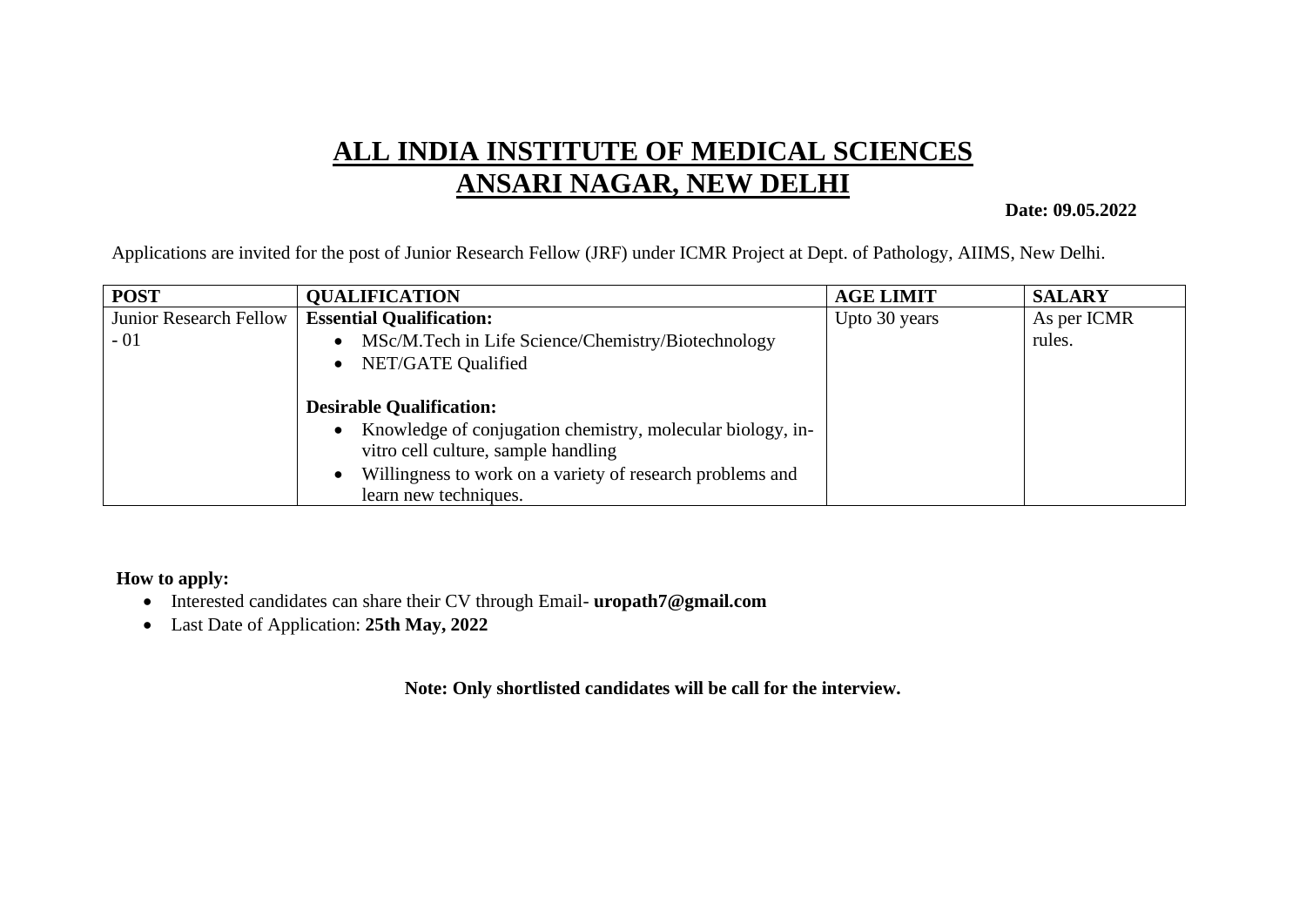# ALL INDIA INSTITUTE OF MEDICAL SCIENCES
# ANSARI NAGAR, NEW DELHI

**Date: 09.05.2022**

Applications are invited for the post of Junior Research Fellow (JRF) under ICMR Project at Dept. of Pathology, AIIMS, New Delhi.

| POST | QUALIFICATION | AGE LIMIT | SALARY |
|---|---|---|---|
| Junior Research Fellow - 01 | **Essential Qualification:**<br>• MSc/M.Tech in Life Science/Chemistry/Biotechnology<br>• NET/GATE Qualified<br><br>**Desirable Qualification:**<br>• Knowledge of conjugation chemistry, molecular biology, in-vitro cell culture, sample handling<br>• Willingness to work on a variety of research problems and learn new techniques. | Upto 30 years | As per ICMR rules. |

**How to apply:**

- Interested candidates can share their CV through Email- **uropath7@gmail.com**
- Last Date of Application: **25th May, 2022**

**Note: Only shortlisted candidates will be call for the interview.**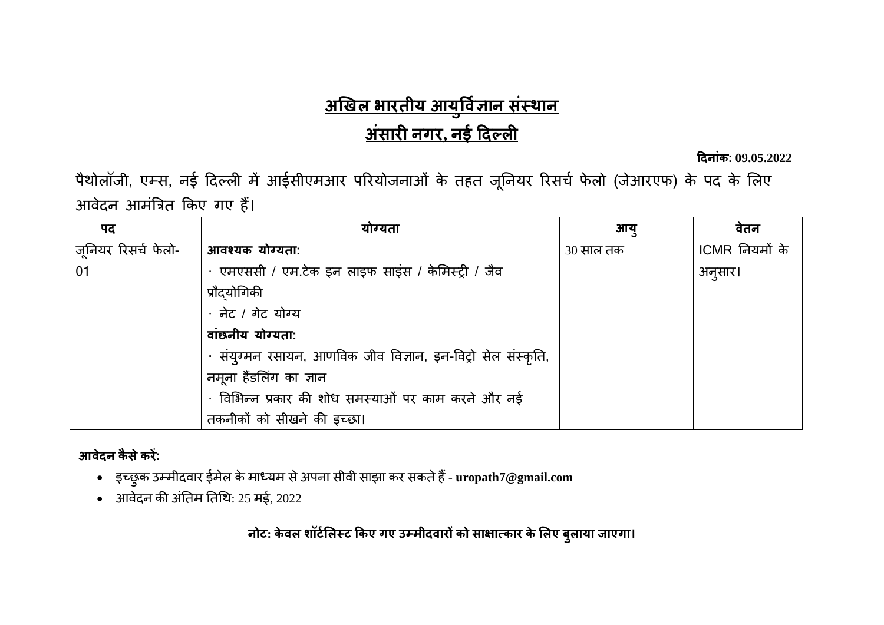# अखिल भारतीय आयुर्विज्ञान संस्थान

## अंसारी नगर, नई दिल्ली

**दिनांक: 09.05.2022**

पैथोलॉजी, एम्स, नई दिल्ली में आईसीएमआर परियोजनाओं के तहत जूनियर रिसर्च फेलो (जेआरएफ) के पद के लिए आवेदन आमंत्रित किए गए हैं।

| पद | योग्यता | आयु | वेतन |
|---|---|---|---|
| जूनियर रिसर्च फेलो-01 | **आवश्यक योग्यता:**<br>· एमएससी / एम.टेक इन लाइफ साइंस / केमिस्ट्री / जैव प्रौद्योगिकी<br>· नेट / गेट योग्य<br>**वांछनीय योग्यता:**<br>· संयुग्मन रसायन, आणविक जीव विज्ञान, इन-विट्रो सेल संस्कृति, नमूना हैंडलिंग का ज्ञान<br>· विभिन्न प्रकार की शोध समस्याओं पर काम करने और नई तकनीकों को सीखने की इच्छा। | 30 साल तक | ICMR नियमों के अनुसार। |

**आवेदन कैसे करें:**

- इच्छुक उम्मीदवार ईमेल के माध्यम से अपना सीवी साझा कर सकते हैं - **uropath7@gmail.com**
- आवेदन की अंतिम तिथि: 25 मई, 2022

**नोट: केवल शॉर्टलिस्ट किए गए उम्मीदवारों को साक्षात्कार के लिए बुलाया जाएगा।**